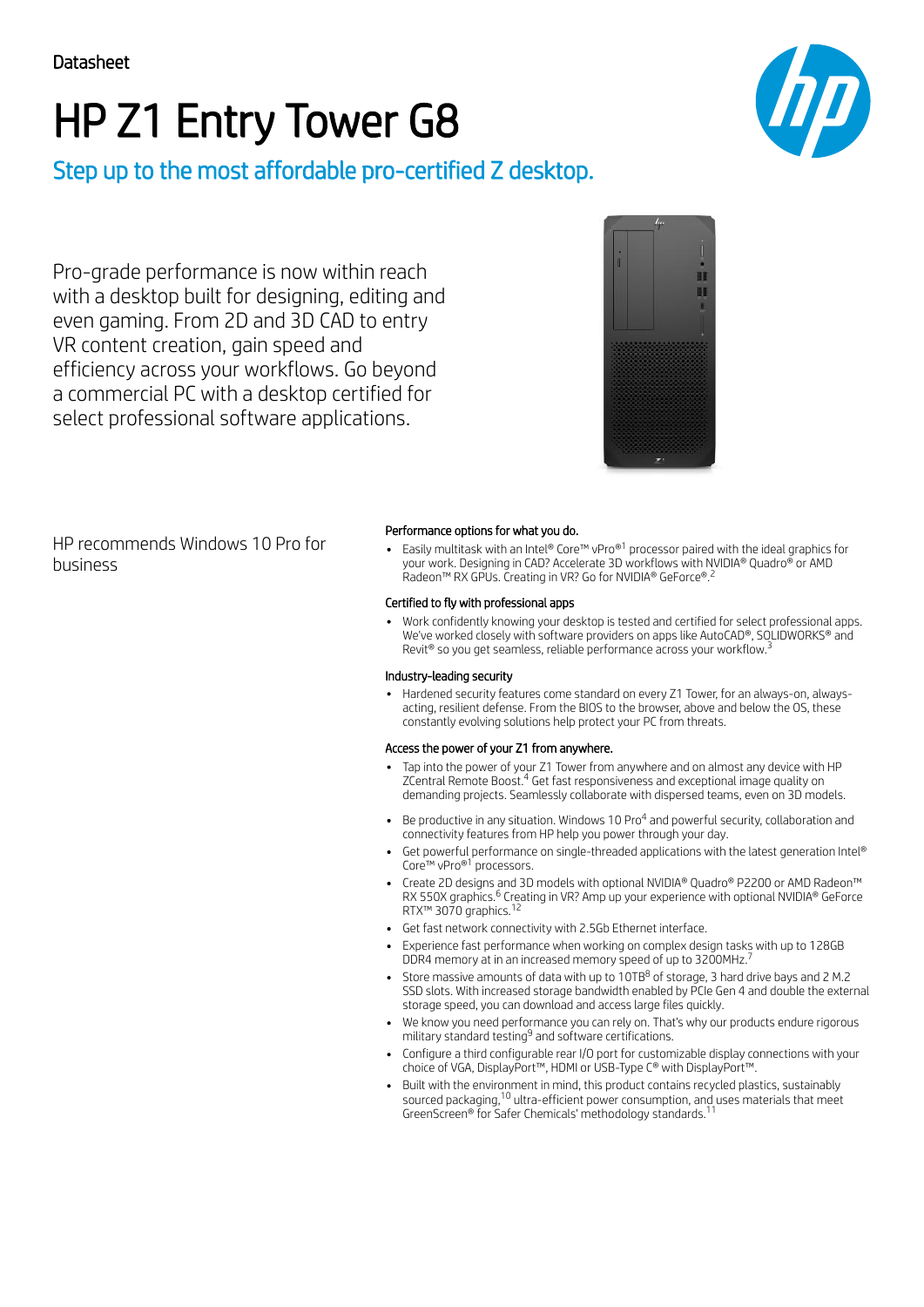Datasheet

# HP Z1 Entry Tower G8

## Step up to the most affordable pro-certified Z desktop.

Pro-grade performance is now within reach with a desktop built for designing, editing and even gaming. From 2D and 3D CAD to entry VR content creation, gain speed and efficiency across your workflows. Go beyond a commercial PC with a desktop certified for select professional software applications.

HP recommends Windows 10 Pro for business

### Performance options for what you do.

- Easily multitask with an Intel® Core™ vPro®[1] processor paired with the ideal graphics for your work. Designing in CAD? Accelerate 3D workflows with NVIDIA® Quadro® or AMD Radeon™ RX GPUs. Creating in VR? Go for NVIDIA® GeForce®.[2]

### Certified to fly with professional apps

- Work confidently knowing your desktop is tested and certified for select professional apps. We've worked closely with software providers on apps like AutoCAD®, SOLIDWORKS® and Revit® so you get seamless, reliable performance across your workflow.[3]

### Industry-leading security

- Hardened security features come standard on every Z1 Tower, for an always-on, always-acting, resilient defense. From the BIOS to the browser, above and below the OS, these constantly evolving solutions help protect your PC from threats.

### Access the power of your Z1 from anywhere.

- Tap into the power of your Z1 Tower from anywhere and on almost any device with HP ZCentral Remote Boost.[4] Get fast responsiveness and exceptional image quality on demanding projects. Seamlessly collaborate with dispersed teams, even on 3D models.
- Be productive in any situation. Windows 10 Pro[4] and powerful security, collaboration and connectivity features from HP help you power through your day.
- Get powerful performance on single-threaded applications with the latest generation Intel® Core™ vPro®[1] processors.
- Create 2D designs and 3D models with optional NVIDIA® Quadro® P2200 or AMD Radeon™ RX 550X graphics.[6] Creating in VR? Amp up your experience with optional NVIDIA® GeForce RTX™ 3070 graphics.[12]
- Get fast network connectivity with 2.5Gb Ethernet interface.
- Experience fast performance when working on complex design tasks with up to 128GB DDR4 memory at in an increased memory speed of up to 3200MHz.[7]
- Store massive amounts of data with up to 10TB[8] of storage, 3 hard drive bays and 2 M.2 SSD slots. With increased storage bandwidth enabled by PCIe Gen 4 and double the external storage speed, you can download and access large files quickly.
- We know you need performance you can rely on. That's why our products endure rigorous military standard testing[9] and software certifications.
- Configure a third configurable rear I/O port for customizable display connections with your choice of VGA, DisplayPort™, HDMI or USB-Type C® with DisplayPort™.
- Built with the environment in mind, this product contains recycled plastics, sustainably sourced packaging,[10] ultra-efficient power consumption, and uses materials that meet GreenScreen® for Safer Chemicals' methodology standards.[11]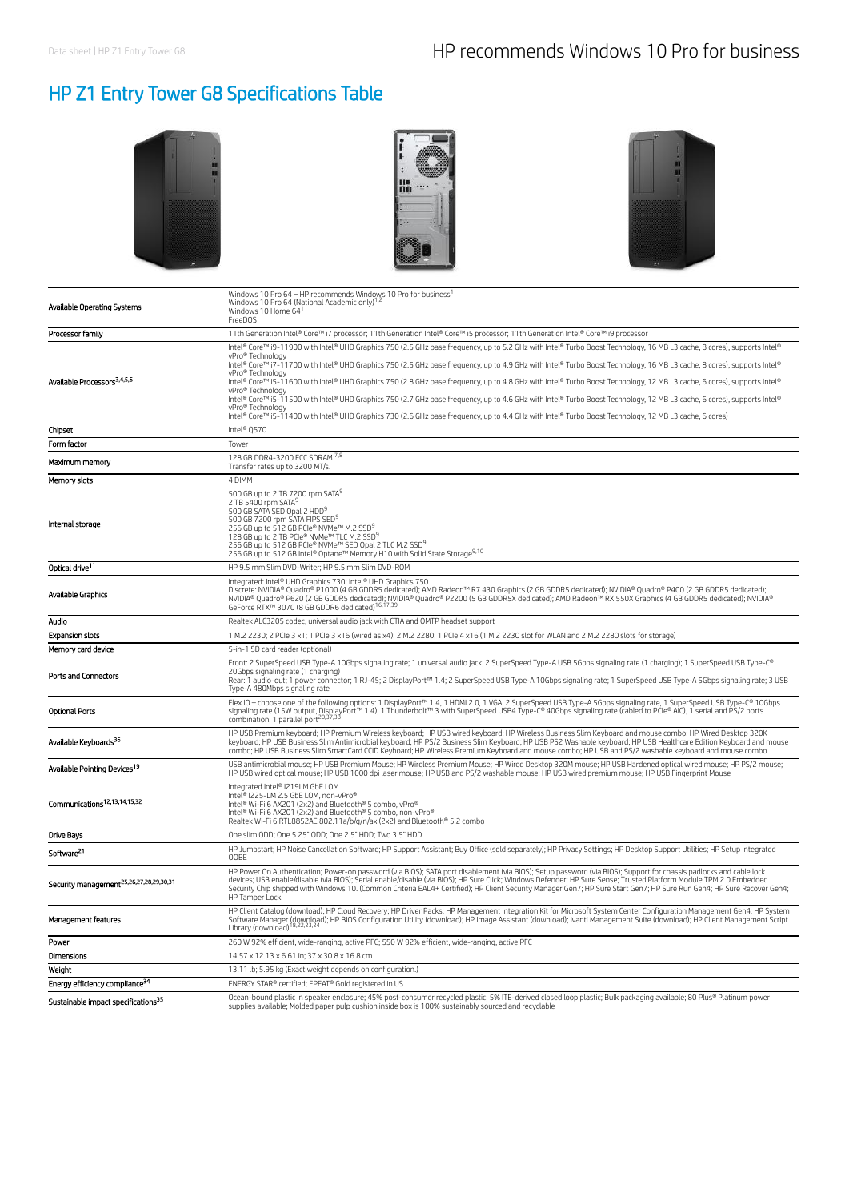HP recommends Windows 10 Pro for business

# HP Z1 Entry Tower G8 Specifications Table

| | |
|---|---|
| Available Operating Systems | Windows 10 Pro 64 – HP recommends Windows 10 Pro for business[1]<br>Windows 10 Pro 64 (National Academic only)[1,2]<br>Windows 10 Home 64[1]<br>FreeDOS |
| Processor family | 11th Generation Intel® Core™ i7 processor; 11th Generation Intel® Core™ i5 processor; 11th Generation Intel® Core™ i9 processor |
| Available Processors[3,4,5,6] | Intel® Core™ i9-11900 with Intel® UHD Graphics 750 (2.5 GHz base frequency, up to 5.2 GHz with Intel® Turbo Boost Technology, 16 MB L3 cache, 8 cores), supports Intel® vPro® Technology<br>Intel® Core™ i7-11700 with Intel® UHD Graphics 750 (2.5 GHz base frequency, up to 4.9 GHz with Intel® Turbo Boost Technology, 16 MB L3 cache, 8 cores), supports Intel® vPro® Technology<br>Intel® Core™ i5-11600 with Intel® UHD Graphics 750 (2.8 GHz base frequency, up to 4.8 GHz with Intel® Turbo Boost Technology, 12 MB L3 cache, 6 cores), supports Intel® vPro® Technology<br>Intel® Core™ i5-11500 with Intel® UHD Graphics 750 (2.7 GHz base frequency, up to 4.6 GHz with Intel® Turbo Boost Technology, 12 MB L3 cache, 6 cores), supports Intel® vPro® Technology<br>Intel® Core™ i5-11400 with Intel® UHD Graphics 730 (2.6 GHz base frequency, up to 4.4 GHz with Intel® Turbo Boost Technology, 12 MB L3 cache, 6 cores) |
| Chipset | Intel® Q570 |
| Form factor | Tower |
| Maximum memory | 128 GB DDR4-3200 ECC SDRAM [7,8]<br>Transfer rates up to 3200 MT/s. |
| Memory slots | 4 DIMM |
| Internal storage | 500 GB up to 2 TB 7200 rpm SATA[9]<br>2 TB 5400 rpm SATA[9]<br>500 GB SATA SED Opal 2 HDD[9]<br>500 GB 7200 rpm SATA FIPS SED[9]<br>256 GB up to 512 GB PCIe® NVMe™ M.2 SSD[9]<br>128 GB up to 2 TB PCIe® NVMe™ TLC M.2 SSD[9]<br>256 GB up to 512 GB PCIe® NVMe™ SED Opal 2 TLC M.2 SSD[9]<br>256 GB up to 512 GB Intel® Optane™ Memory H10 with Solid State Storage[9,10] |
| Optical drive[11] | HP 9.5 mm Slim DVD-Writer; HP 9.5 mm Slim DVD-ROM |
| Available Graphics | Integrated: Intel® UHD Graphics 730; Intel® UHD Graphics 750<br>Discrete: NVIDIA® Quadro® P1000 (4 GB GDDR5 dedicated); AMD Radeon™ R7 430 Graphics (2 GB GDDR5 dedicated); NVIDIA® Quadro® P400 (2 GB GDDR5 dedicated); NVIDIA® Quadro® P620 (2 GB GDDR5 dedicated); NVIDIA® Quadro® P2200 (5 GB GDDR5X dedicated); AMD Radeon™ RX 550X Graphics (4 GB GDDR5 dedicated); NVIDIA® GeForce RTX™ 3070 (8 GB GDDR6 dedicated)[16,17,39] |
| Audio | Realtek ALC3205 codec, universal audio jack with CTIA and OMTP headset support |
| Expansion slots | 1 M.2 2230; 2 PCIe 3 x1; 1 PCIe 3 x16 (wired as x4); 2 M.2 2280; 1 PCIe 4 x16 (1 M.2 2230 slot for WLAN and 2 M.2 2280 slots for storage) |
| Memory card device | 5-in-1 SD card reader (optional) |
| Ports and Connectors | Front: 2 SuperSpeed USB Type-A 10Gbps signaling rate; 1 universal audio jack; 2 SuperSpeed Type-A USB 5Gbps signaling rate (1 charging); 1 SuperSpeed USB Type-C® 20Gbps signaling rate (1 charging)<br>Rear: 1 audio-out; 1 power connector; 1 RJ-45; 2 DisplayPort™ 1.4; 2 SuperSpeed USB Type-A 10Gbps signaling rate; 1 SuperSpeed USB Type-A 5Gbps signaling rate; 3 USB Type-A 480Mbps signaling rate |
| Optional Ports | Flex IO – choose one of the following options: 1 DisplayPort™ 1.4, 1 HDMI 2.0, 1 VGA, 2 SuperSpeed USB Type-A 5Gbps signaling rate, 1 SuperSpeed USB Type-C® 10Gbps signaling rate (15W output, DisplayPort™ 1.4), 1 Thunderbolt™ 3 with SuperSpeed USB4 Type-C® 40Gbps signaling rate (cabled to PCIe® AIC), 1 serial and PS/2 ports combination, 1 parallel port[20,37,38] |
| Available Keyboards[36] | HP USB Premium keyboard; HP Premium Wireless keyboard; HP USB wired keyboard; HP Wireless Business Slim Keyboard and mouse combo; HP Wired Desktop 320K keyboard; HP USB Business Slim Antimicrobial keyboard; HP PS/2 Business Slim Keyboard; HP USB PS2 Washable keyboard; HP USB Healthcare Edition Keyboard and mouse combo; HP USB Business Slim SmartCard CCID Keyboard; HP Wireless Premium Keyboard and mouse combo; HP USB and PS/2 washable keyboard and mouse combo |
| Available Pointing Devices[19] | USB antimicrobial mouse; HP USB Premium Mouse; HP Wireless Premium Mouse; HP Wired Desktop 320M mouse; HP USB Hardened optical wired mouse; HP PS/2 mouse; HP USB wired optical mouse; HP USB 1000 dpi laser mouse; HP USB and PS/2 washable mouse; HP USB wired premium mouse; HP USB Fingerprint Mouse |
| Communications[12,13,14,15,32] | Integrated Intel® I219LM GbE LOM<br>Intel® I225-LM 2.5 GbE LOM, non-vPro®<br>Intel® Wi-Fi 6 AX201 (2x2) and Bluetooth® 5 combo, vPro®<br>Intel® Wi-Fi 6 AX201 (2x2) and Bluetooth® 5 combo, non-vPro®<br>Realtek Wi-Fi 6 RTL8852AE 802.11a/b/g/n/ax (2x2) and Bluetooth® 5.2 combo |
| Drive Bays | One slim ODD; One 5.25" ODD; One 2.5" HDD; Two 3.5" HDD |
| Software[21] | HP Jumpstart; HP Noise Cancellation Software; HP Support Assistant; Buy Office (sold separately); HP Privacy Settings; HP Desktop Support Utilities; HP Setup Integrated OOBE |
| Security management[25,26,27,28,29,30,31] | HP Power On Authentication; Power-on password (via BIOS); SATA port disablement (via BIOS); Setup password (via BIOS); Support for chassis padlocks and cable lock devices; USB enable/disable (via BIOS); Serial enable/disable (via BIOS); HP Sure Click; Windows Defender; HP Sure Sense; Trusted Platform Module TPM 2.0 Embedded Security Chip shipped with Windows 10. (Common Criteria EAL4+ Certified); HP Client Security Manager Gen7; HP Sure Start Gen7; HP Sure Run Gen4; HP Sure Recover Gen4; HP Tamper Lock |
| Management features | HP Client Catalog (download); HP Cloud Recovery; HP Driver Packs; HP Management Integration Kit for Microsoft System Center Configuration Management Gen4; HP System Software Manager (download); HP BIOS Configuration Utility (download); HP Image Assistant (download); Ivanti Management Suite (download); HP Client Management Script Library (download)[18,22,23,24] |
| Power | 260 W 92% efficient, wide-ranging, active PFC; 550 W 92% efficient, wide-ranging, active PFC |
| Dimensions | 14.57 x 12.13 x 6.61 in; 37 x 30.8 x 16.8 cm |
| Weight | 13.11 lb; 5.95 kg (Exact weight depends on configuration.) |
| Energy efficiency compliance[34] | ENERGY STAR® certified; EPEAT® Gold registered in US |
| Sustainable impact specifications[35] | Ocean-bound plastic in speaker enclosure; 45% post-consumer recycled plastic; 5% ITE-derived closed loop plastic; Bulk packaging available; 80 Plus® Platinum power supplies available; Molded paper pulp cushion inside box is 100% sustainably sourced and recyclable |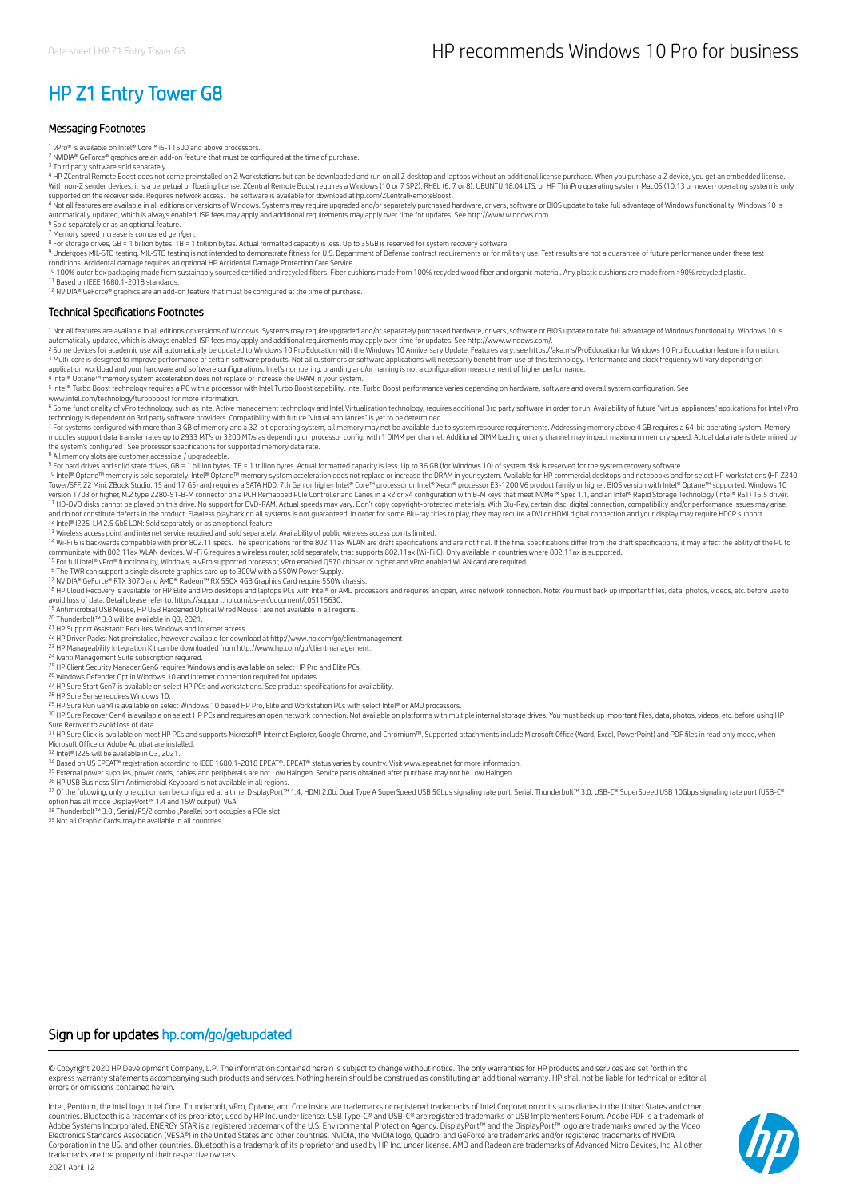# HP Z1 Entry Tower G8

## Messaging Footnotes

[1] vPro® is available on Intel® Core™ i5-11500 and above processors.
[2] NVIDIA® GeForce® graphics are an add-on feature that must be configured at the time of purchase.
[3] Third party software sold separately.
[4] HP ZCentral Remote Boost does not come preinstalled on Z Workstations but can be downloaded and run on all Z desktop and laptops without an additional license purchase. When you purchase a Z device, you get an embedded license. With non-Z sender devices, it is a perpetual or floating license. ZCentral Remote Boost requires a Windows (10 or 7 SP2), RHEL (6, 7 or 8), UBUNTU 18.04 LTS, or HP ThinPro operating system. MacOS (10.13 or newer) operating system is only supported on the receiver side. Requires network access. The software is available for download at hp.com/ZCentralRemoteBoost.
[4] Not all features are available in all editions or versions of Windows. Systems may require upgraded and/or separately purchased hardware, drivers, software or BIOS update to take full advantage of Windows functionality. Windows 10 is automatically updated, which is always enabled. ISP fees may apply and additional requirements may apply over time for updates. See http://www.windows.com.
[6] Sold separately or as an optional feature.
[7] Memory speed increase is compared gen/gen.
[8] For storage drives, GB = 1 billion bytes. TB = 1 trillion bytes. Actual formatted capacity is less. Up to 35GB is reserved for system recovery software.
[9] Undergoes MIL-STD testing. MIL-STD testing is not intended to demonstrate fitness for U.S. Department of Defense contract requirements or for military use. Test results are not a guarantee of future performance under these test conditions. Accidental damage requires an optional HP Accidental Damage Protection Care Service.
[10] 100% outer box packaging made from sustainably sourced certified and recycled fibers. Fiber cushions made from 100% recycled wood fiber and organic material. Any plastic cushions are made from >90% recycled plastic.
[11] Based on IEEE 1680.1-2018 standards.
[12] NVIDIA® GeForce® graphics are an add-on feature that must be configured at the time of purchase.

## Technical Specifications Footnotes

[1] Not all features are available in all editions or versions of Windows. Systems may require upgraded and/or separately purchased hardware, drivers, software or BIOS update to take full advantage of Windows functionality. Windows 10 is automatically updated, which is always enabled. ISP fees may apply and additional requirements may apply over time for updates. See http://www.windows.com/.
[2] Some devices for academic use will automatically be updated to Windows 10 Pro Education with the Windows 10 Anniversary Update. Features vary; see https://aka.ms/ProEducation for Windows 10 Pro Education feature information.
[3] Multi-core is designed to improve performance of certain software products. Not all customers or software applications will necessarily benefit from use of this technology. Performance and clock frequency will vary depending on application workload and your hardware and software configurations. Intel's numbering, branding and/or naming is not a configuration measurement of higher performance.
[4] Intel® Optane™ memory system acceleration does not replace or increase the DRAM in your system.
[5] Intel® Turbo Boost technology requires a PC with a processor with Intel Turbo Boost capability. Intel Turbo Boost performance varies depending on hardware, software and overall system configuration. See www.intel.com/technology/turboboost for more information.
[6] Some functionality of vPro technology, such as Intel Active management technology and Intel Virtualization technology, requires additional 3rd party software in order to run. Availability of future "virtual appliances" applications for Intel vPro technology is dependent on 3rd party software providers. Compatibility with future "virtual appliances" is yet to be determined.
[7] For systems configured with more than 3 GB of memory and a 32-bit operating system, all memory may not be available due to system resource requirements. Addressing memory above 4 GB requires a 64-bit operating system. Memory modules support data transfer rates up to 2933 MT/s or 3200 MT/s as depending on processor config; with 1 DIMM per channel. Additional DIMM loading on any channel may impact maximum memory speed. Actual data rate is determined by the system's configured ; See processor specifications for supported memory data rate.
[8] All memory slots are customer accessible / upgradeable.
[9] For hard drives and solid state drives, GB = 1 billion bytes. TB = 1 trillion bytes. Actual formatted capacity is less. Up to 36 GB (for Windows 10) of system disk is reserved for the system recovery software.
[10] Intel® Optane™ memory is sold separately. Intel® Optane™ memory system acceleration does not replace or increase the DRAM in your system. Available for HP commercial desktops and notebooks and for select HP workstations (HP Z240 Tower/SFF, Z2 Mini, ZBook Studio, 15 and 17 G5) and requires a SATA HDD, 7th Gen or higher Intel® Core™ processor or Intel® Xeon® processor E3-1200 V6 product family or higher, BIOS version with Intel® Optane™ supported, Windows 10 version 1703 or higher, M.2 type 2280-S1-B-M connector on a PCH Remapped PCIe Controller and Lanes in a x2 or x4 configuration with B-M keys that meet NVMe™ Spec 1.1, and an Intel® Rapid Storage Technology (Intel® RST) 15.5 driver.
[11] HD-DVD disks cannot be played on this drive. No support for DVD-RAM. Actual speeds may vary. Don't copy copyright-protected materials. With Blu-Ray, certain disc, digital connection, compatibility and/or performance issues may arise, and do not constitute defects in the product. Flawless playback on all systems is not guaranteed. In order for some Blu-ray titles to play, they may require a DVI or HDMI digital connection and your display may require HDCP support.
[12] Intel® I225-LM 2.5 GbE LOM: Sold separately or as an optional feature.
[13] Wireless access point and internet service required and sold separately. Availability of public wireless access points limited.
[14] Wi-Fi 6 is backwards compatible with prior 802.11 specs. The specifications for the 802.11ax WLAN are draft specifications and are not final. If the final specifications differ from the draft specifications, it may affect the ability of the PC to communicate with other 802.11ax WLAN devices. Wi-Fi 6 requires a wireless router, sold separately, that supports 802.11ax (Wi-Fi 6). Only available in countries where 802.11ax is supported.
[15] For full Intel® vPro® functionality, Windows, a vPro supported processor, vPro enabled Q570 chipset or higher and vPro enabled WLAN card are required.
[16] The TWR can support a single discrete graphics card up to 300W with a 550W Power Supply.
[17] NVIDIA® GeForce® RTX 3070 and AMD® Radeon™ RX 550X 4GB Graphics Card require 550W chassis.
[18] HP Cloud Recovery is available for HP Elite and Pro desktops and laptops PCs with Intel® or AMD processors and requires an open, wired network connection. Note: You must back up important files, data, photos, videos, etc. before use to avoid loss of data. Detail please refer to: https://support.hp.com/us-en/document/c05115630.
[19] Antimicrobial USB Mouse, HP USB Hardened Optical Wired Mouse : are not available in all regions.
[20] Thunderbolt™ 3.0 will be available in Q3, 2021.
[21] HP Support Assistant: Requires Windows and Internet access.
[22] HP Driver Packs: Not preinstalled, however available for download at http://www.hp.com/go/clientmanagement
[23] HP Manageability Integration Kit can be downloaded from http://www.hp.com/go/clientmanagement.
[24] Ivanti Management Suite subscription required.
[25] HP Client Security Manager Gen6 requires Windows and is available on select HP Pro and Elite PCs.
[26] Windows Defender Opt in Windows 10 and internet connection required for updates.
[27] HP Sure Start Gen7 is available on select HP PCs and workstations. See product specifications for availability.
[28] HP Sure Sense requires Windows 10.
[29] HP Sure Run Gen4 is available on select Windows 10 based HP Pro, Elite and Workstation PCs with select Intel® or AMD processors.
[30] HP Sure Recover Gen4 is available on select HP PCs and requires an open network connection. Not available on platforms with multiple internal storage drives. You must back up important files, data, photos, videos, etc. before using HP Sure Recover to avoid loss of data.
[31] HP Sure Click is available on most HP PCs and supports Microsoft® Internet Explorer, Google Chrome, and Chromium™. Supported attachments include Microsoft Office (Word, Excel, PowerPoint) and PDF files in read only mode, when Microsoft Office or Adobe Acrobat are installed.
[32] Intel® I225 will be available in Q3, 2021.
[34] Based on US EPEAT® registration according to IEEE 1680.1-2018 EPEAT®. EPEAT® status varies by country. Visit www.epeat.net for more information.
[35] External power supplies, power cords, cables and peripherals are not Low Halogen. Service parts obtained after purchase may not be Low Halogen.
[36] HP USB Business Slim Antimicrobial Keyboard is not available in all regions.
[37] Of the following, only one option can be configured at a time: DisplayPort™ 1.4; HDMI 2.0b; Dual Type A SuperSpeed USB 5Gbps signaling rate port; Serial; Thunderbolt™ 3.0; USB-C® SuperSpeed USB 10Gbps signaling rate port (USB-C® option has alt mode DisplayPort™ 1.4 and 15W output); VGA
[38] Thunderbolt™ 3.0 , Serial/PS/2 combo ,Parallel port occupies a PCIe slot.
[39] Not all Graphic Cards may be available in all countries.

## Sign up for updates hp.com/go/getupdated

© Copyright 2020 HP Development Company, L.P. The information contained herein is subject to change without notice. The only warranties for HP products and services are set forth in the express warranty statements accompanying such products and services. Nothing herein should be construed as constituting an additional warranty. HP shall not be liable for technical or editorial errors or omissions contained herein.

Intel, Pentium, the Intel logo, Intel Core, Thunderbolt, vPro, Optane, and Core Inside are trademarks or registered trademarks of Intel Corporation or its subsidiaries in the United States and other countries. Bluetooth is a trademark of its proprietor, used by HP Inc. under license. USB Type-C® and USB-C® are registered trademarks of USB Implementers Forum. Adobe PDF is a trademark of Adobe Systems Incorporated. ENERGY STAR is a registered trademark of the U.S. Environmental Protection Agency. DisplayPort™ and the DisplayPort™ logo are trademarks owned by the Video Electronics Standards Association (VESA®) in the United States and other countries. NVIDIA, the NVIDIA logo, Quadro, and GeForce are trademarks and/or registered trademarks of NVIDIA Corporation in the US. and other countries. Bluetooth is a trademark of its proprietor and used by HP Inc. under license. AMD and Radeon are trademarks of Advanced Micro Devices, Inc. All other trademarks are the property of their respective owners.

2021 April 12